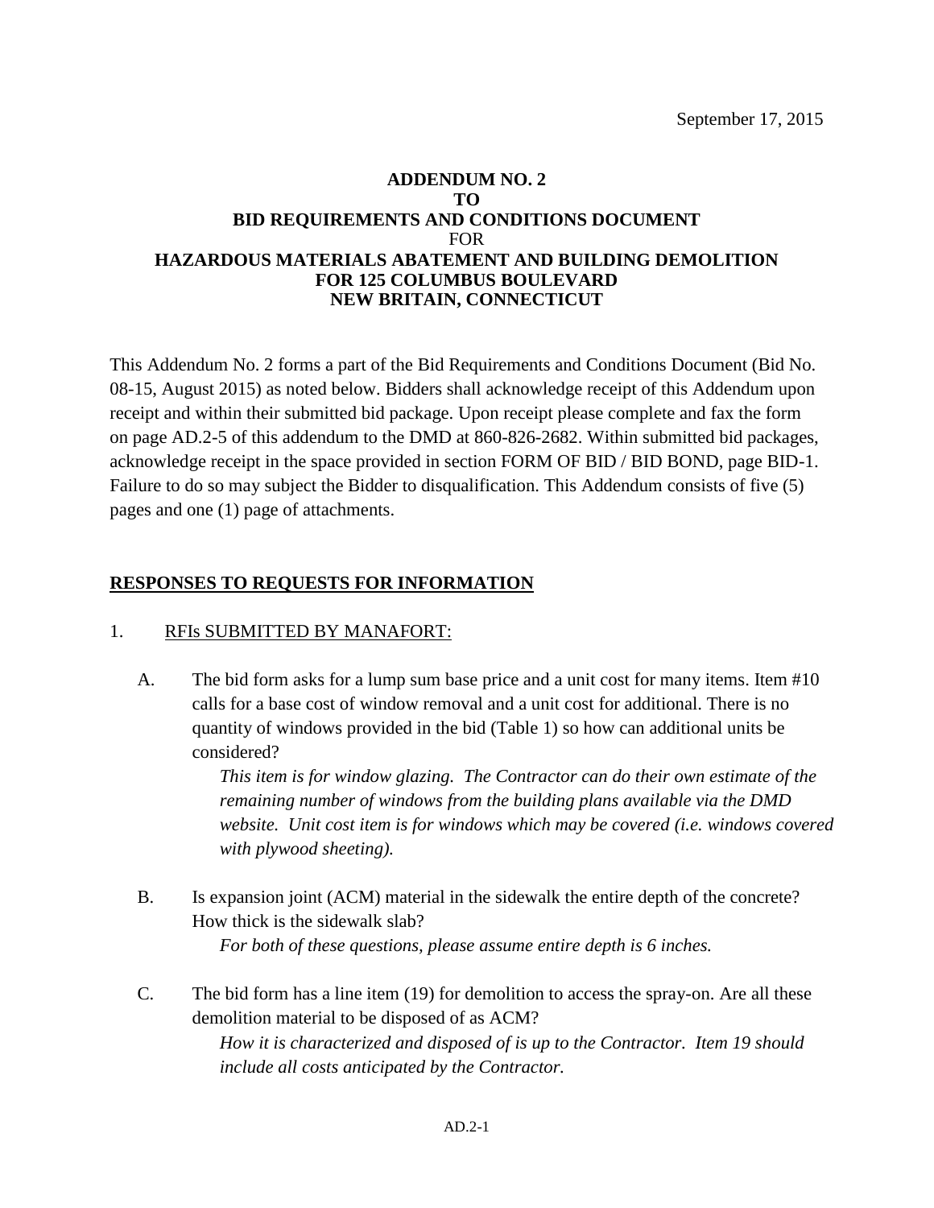September 17, 2015

**ADDENDUM NO. 2**
**TO**
**BID REQUIREMENTS AND CONDITIONS DOCUMENT**
FOR
**HAZARDOUS MATERIALS ABATEMENT AND BUILDING DEMOLITION**
**FOR 125 COLUMBUS BOULEVARD**
**NEW BRITAIN, CONNECTICUT**

This Addendum No. 2 forms a part of the Bid Requirements and Conditions Document (Bid No. 08-15, August 2015) as noted below. Bidders shall acknowledge receipt of this Addendum upon receipt and within their submitted bid package. Upon receipt please complete and fax the form on page AD.2-5 of this addendum to the DMD at 860-826-2682. Within submitted bid packages, acknowledge receipt in the space provided in section FORM OF BID / BID BOND, page BID-1. Failure to do so may subject the Bidder to disqualification. This Addendum consists of five (5) pages and one (1) page of attachments.

## RESPONSES TO REQUESTS FOR INFORMATION

1. RFIs SUBMITTED BY MANAFORT:

   A. The bid form asks for a lump sum base price and a unit cost for many items. Item #10 calls for a base cost of window removal and a unit cost for additional. There is no quantity of windows provided in the bid (Table 1) so how can additional units be considered?

      *This item is for window glazing. The Contractor can do their own estimate of the remaining number of windows from the building plans available via the DMD website. Unit cost item is for windows which may be covered (i.e. windows covered with plywood sheeting).*

   B. Is expansion joint (ACM) material in the sidewalk the entire depth of the concrete? How thick is the sidewalk slab?

      *For both of these questions, please assume entire depth is 6 inches.*

   C. The bid form has a line item (19) for demolition to access the spray-on. Are all these demolition material to be disposed of as ACM?

      *How it is characterized and disposed of is up to the Contractor. Item 19 should include all costs anticipated by the Contractor.*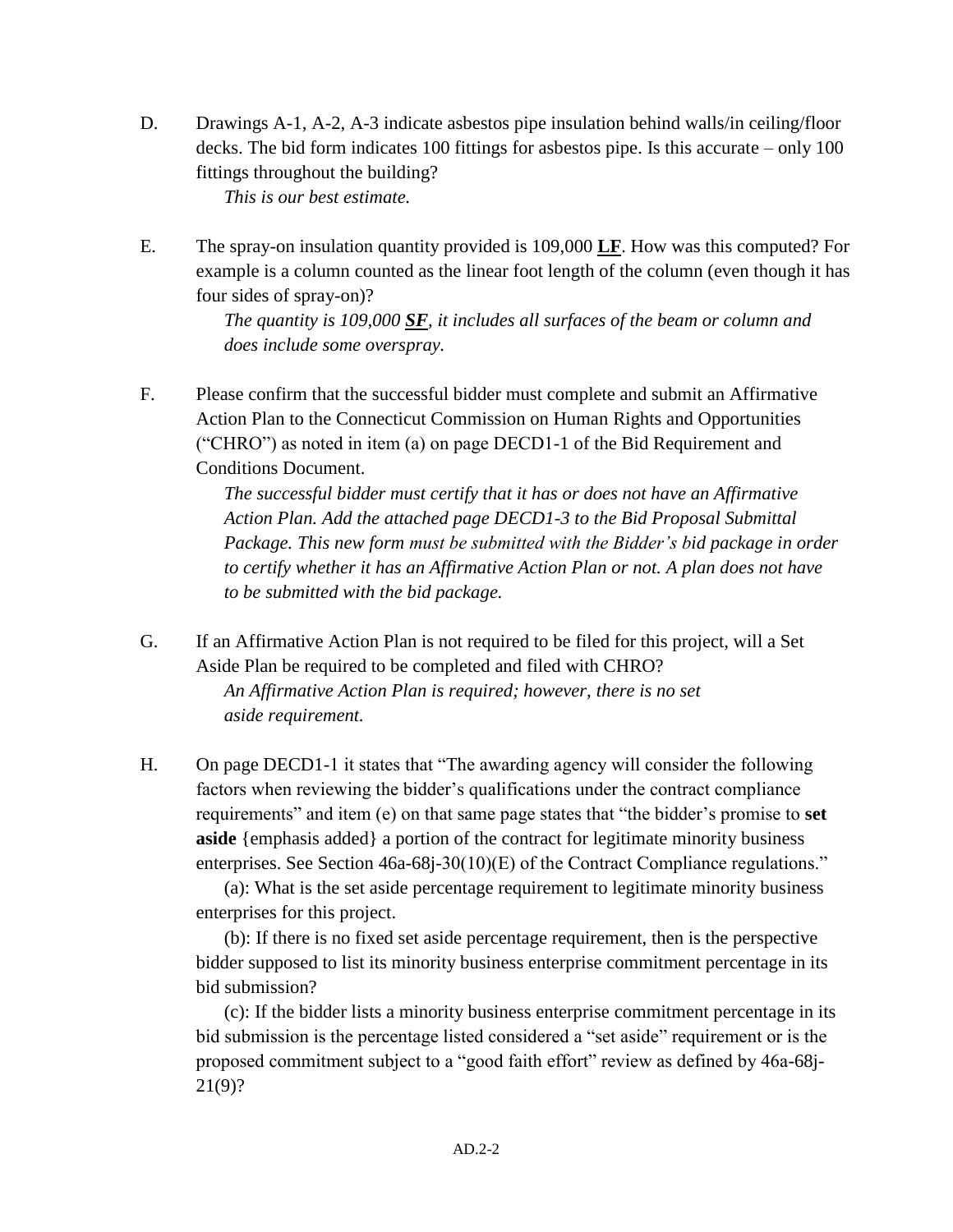D. Drawings A-1, A-2, A-3 indicate asbestos pipe insulation behind walls/in ceiling/floor decks. The bid form indicates 100 fittings for asbestos pipe. Is this accurate – only 100 fittings throughout the building?

*This is our best estimate.*

E. The spray-on insulation quantity provided is 109,000 **LF**. How was this computed? For example is a column counted as the linear foot length of the column (even though it has four sides of spray-on)?

*The quantity is 109,000 **SF**, it includes all surfaces of the beam or column and does include some overspray.*

F. Please confirm that the successful bidder must complete and submit an Affirmative Action Plan to the Connecticut Commission on Human Rights and Opportunities ("CHRO") as noted in item (a) on page DECD1-1 of the Bid Requirement and Conditions Document.

*The successful bidder must certify that it has or does not have an Affirmative Action Plan. Add the attached page DECD1-3 to the Bid Proposal Submittal Package. This new form must be submitted with the Bidder's bid package in order to certify whether it has an Affirmative Action Plan or not. A plan does not have to be submitted with the bid package.*

G. If an Affirmative Action Plan is not required to be filed for this project, will a Set Aside Plan be required to be completed and filed with CHRO?

*An Affirmative Action Plan is required; however, there is no set aside requirement.*

H. On page DECD1-1 it states that "The awarding agency will consider the following factors when reviewing the bidder's qualifications under the contract compliance requirements" and item (e) on that same page states that "the bidder's promise to **set aside** {emphasis added} a portion of the contract for legitimate minority business enterprises. See Section 46a-68j-30(10)(E) of the Contract Compliance regulations."

(a): What is the set aside percentage requirement to legitimate minority business enterprises for this project.

(b): If there is no fixed set aside percentage requirement, then is the perspective bidder supposed to list its minority business enterprise commitment percentage in its bid submission?

(c): If the bidder lists a minority business enterprise commitment percentage in its bid submission is the percentage listed considered a "set aside" requirement or is the proposed commitment subject to a "good faith effort" review as defined by 46a-68j-21(9)?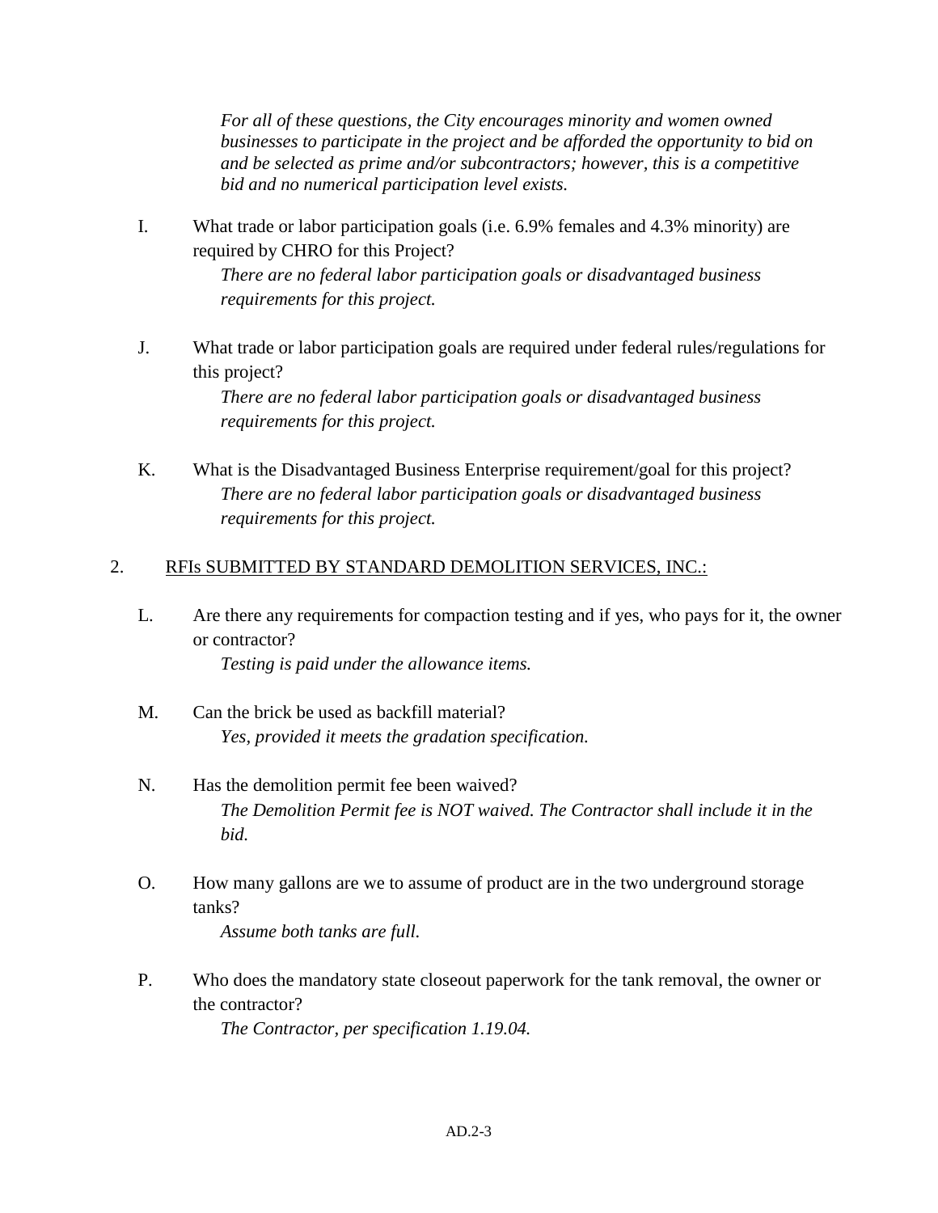*For all of these questions, the City encourages minority and women owned businesses to participate in the project and be afforded the opportunity to bid on and be selected as prime and/or subcontractors; however, this is a competitive bid and no numerical participation level exists.*

I. What trade or labor participation goals (i.e. 6.9% females and 4.3% minority) are required by CHRO for this Project?

*There are no federal labor participation goals or disadvantaged business requirements for this project.*

J. What trade or labor participation goals are required under federal rules/regulations for this project?

*There are no federal labor participation goals or disadvantaged business requirements for this project.*

K. What is the Disadvantaged Business Enterprise requirement/goal for this project?

*There are no federal labor participation goals or disadvantaged business requirements for this project.*

2. <u>RFIs SUBMITTED BY STANDARD DEMOLITION SERVICES, INC.:</u>

L. Are there any requirements for compaction testing and if yes, who pays for it, the owner or contractor?

*Testing is paid under the allowance items.*

M. Can the brick be used as backfill material?

*Yes, provided it meets the gradation specification.*

N. Has the demolition permit fee been waived?

*The Demolition Permit fee is NOT waived. The Contractor shall include it in the bid.*

O. How many gallons are we to assume of product are in the two underground storage tanks?

*Assume both tanks are full.*

P. Who does the mandatory state closeout paperwork for the tank removal, the owner or the contractor?

*The Contractor, per specification 1.19.04.*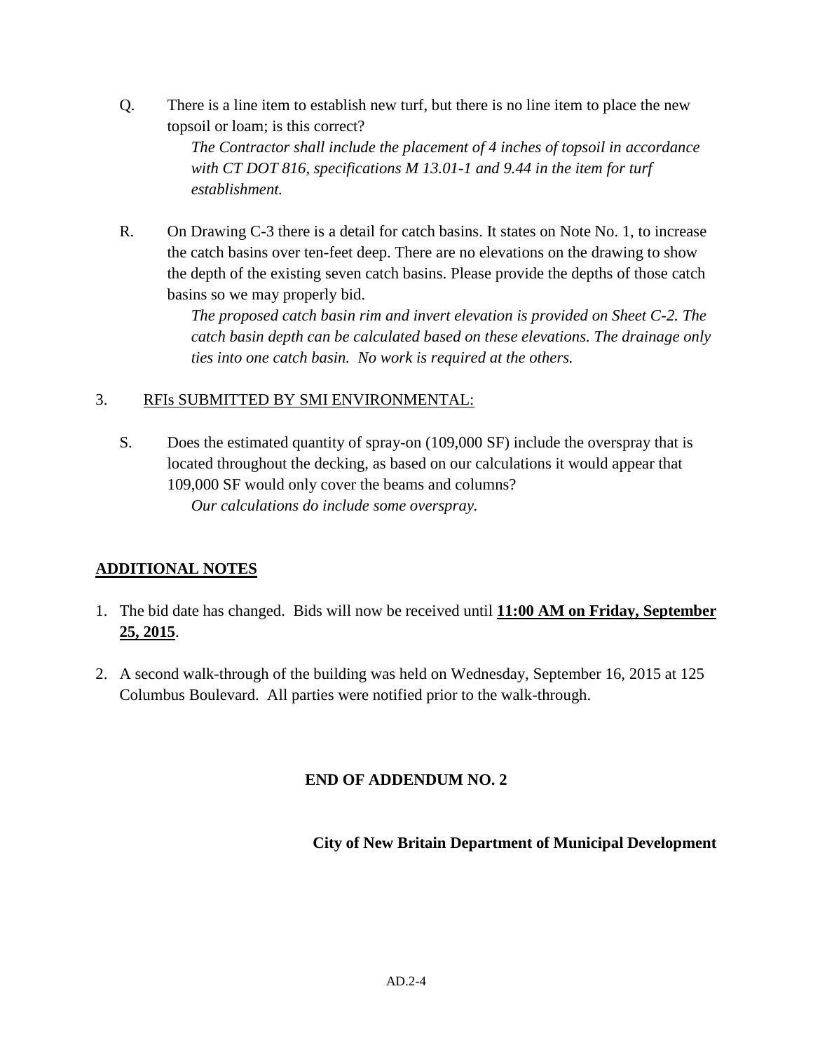Q. There is a line item to establish new turf, but there is no line item to place the new topsoil or loam; is this correct?

*The Contractor shall include the placement of 4 inches of topsoil in accordance with CT DOT 816, specifications M 13.01-1 and 9.44 in the item for turf establishment.*

R. On Drawing C-3 there is a detail for catch basins. It states on Note No. 1, to increase the catch basins over ten-feet deep. There are no elevations on the drawing to show the depth of the existing seven catch basins. Please provide the depths of those catch basins so we may properly bid.

*The proposed catch basin rim and invert elevation is provided on Sheet C-2. The catch basin depth can be calculated based on these elevations. The drainage only ties into one catch basin. No work is required at the others.*

3. <u>RFIs SUBMITTED BY SMI ENVIRONMENTAL:</u>

S. Does the estimated quantity of spray-on (109,000 SF) include the overspray that is located throughout the decking, as based on our calculations it would appear that 109,000 SF would only cover the beams and columns?

*Our calculations do include some overspray.*

## <u>ADDITIONAL NOTES</u>

1. The bid date has changed. Bids will now be received until **<u>11:00 AM on Friday, September 25, 2015</u>**.

2. A second walk-through of the building was held on Wednesday, September 16, 2015 at 125 Columbus Boulevard. All parties were notified prior to the walk-through.

**END OF ADDENDUM NO. 2**

**City of New Britain Department of Municipal Development**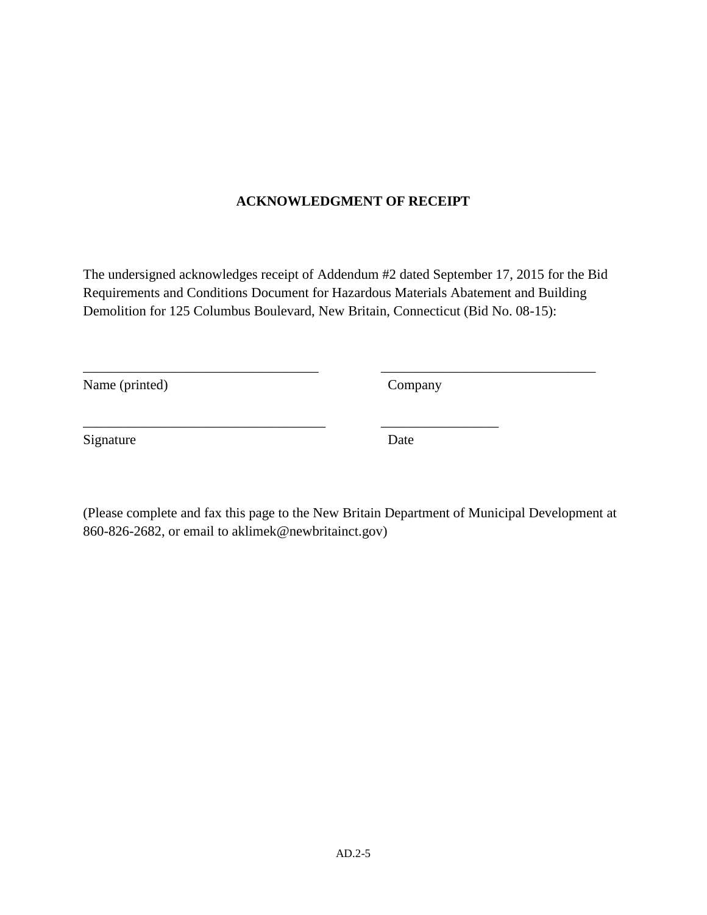**ACKNOWLEDGMENT OF RECEIPT**

The undersigned acknowledges receipt of Addendum #2 dated September 17, 2015 for the Bid Requirements and Conditions Document for Hazardous Materials Abatement and Building Demolition for 125 Columbus Boulevard, New Britain, Connecticut (Bid No. 08-15):

| | |
|---|---|
| ___________________________________ | ________________________________ |
| Name (printed) | Company |
| ____________________________________ | _________________ |
| Signature | Date |

(Please complete and fax this page to the New Britain Department of Municipal Development at 860-826-2682, or email to aklimek@newbritainct.gov)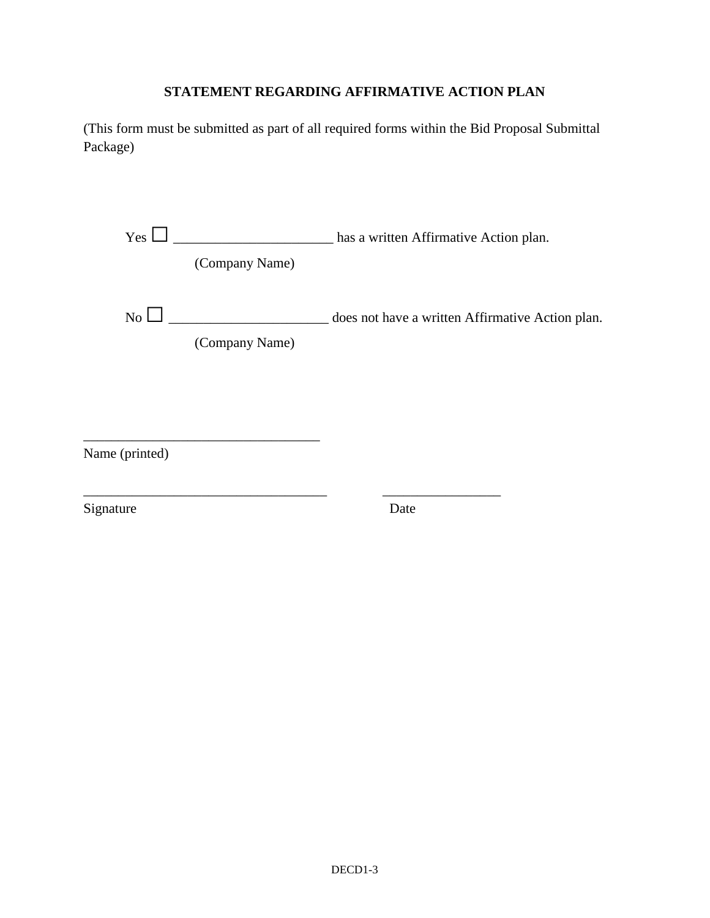**STATEMENT REGARDING AFFIRMATIVE ACTION PLAN**

(This form must be submitted as part of all required forms within the Bid Proposal Submittal Package)

Yes ☐ _______________________ has a written Affirmative Action plan.
(Company Name)

No ☐ _______________________ does not have a written Affirmative Action plan.
(Company Name)

__________________________________
Name (printed)

___________________________________ _________________
Signature Date

DECD1-3